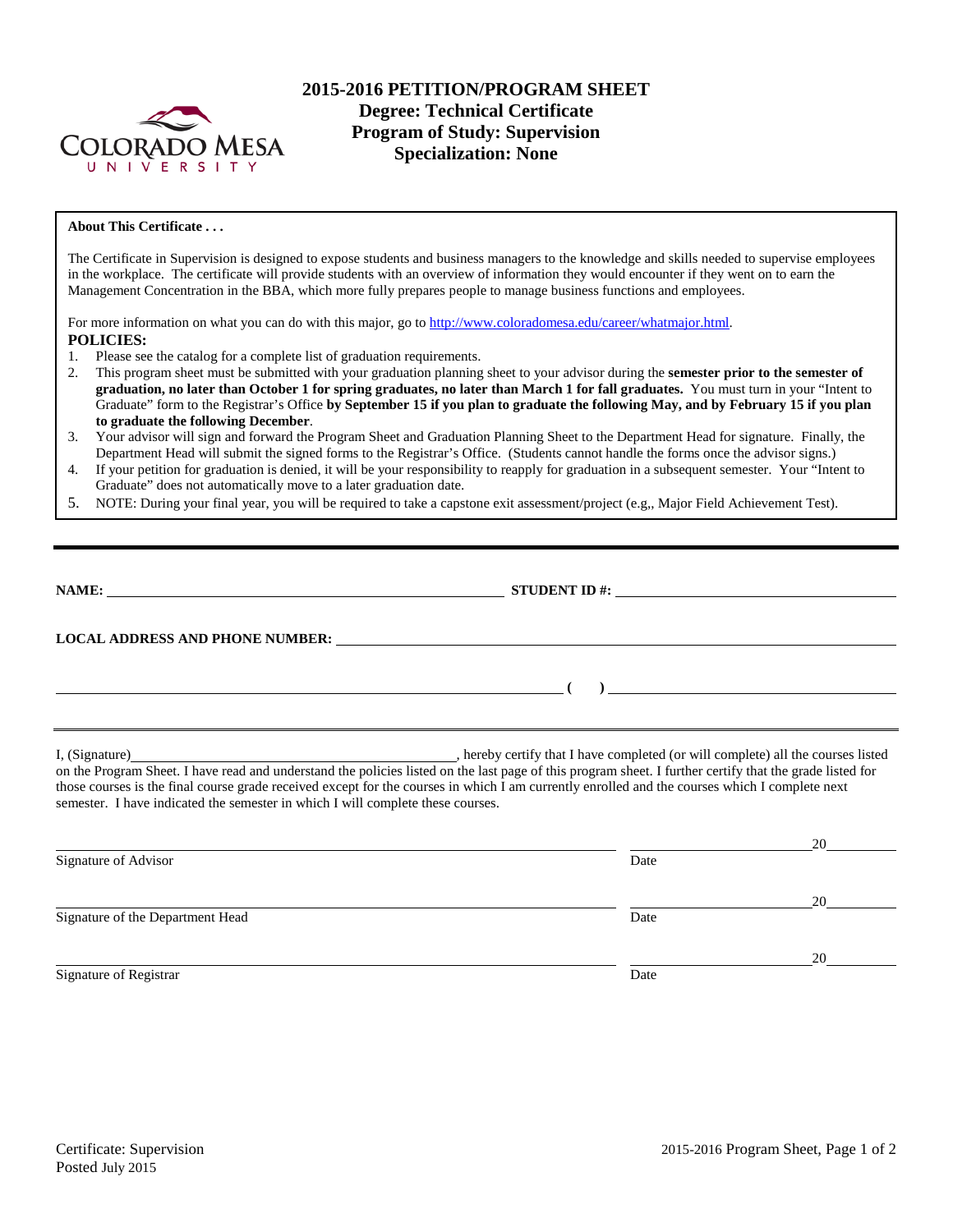# 2015-2016 PETITION/PROGRAM SHEET
## Degree: Technical Certificate
## Program of Study: Supervision
## Specialization: None

**About This Certificate . . .**

The Certificate in Supervision is designed to expose students and business managers to the knowledge and skills needed to supervise employees in the workplace. The certificate will provide students with an overview of information they would encounter if they went on to earn the Management Concentration in the BBA, which more fully prepares people to manage business functions and employees.

For more information on what you can do with this major, go to http://www.coloradomesa.edu/career/whatmajor.html.

**POLICIES:**

1. Please see the catalog for a complete list of graduation requirements.
2. This program sheet must be submitted with your graduation planning sheet to your advisor during the **semester prior to the semester of graduation, no later than October 1 for spring graduates, no later than March 1 for fall graduates.** You must turn in your "Intent to Graduate" form to the Registrar's Office **by September 15 if you plan to graduate the following May, and by February 15 if you plan to graduate the following December**.
3. Your advisor will sign and forward the Program Sheet and Graduation Planning Sheet to the Department Head for signature. Finally, the Department Head will submit the signed forms to the Registrar's Office. (Students cannot handle the forms once the advisor signs.)
4. If your petition for graduation is denied, it will be your responsibility to reapply for graduation in a subsequent semester. Your "Intent to Graduate" does not automatically move to a later graduation date.
5. NOTE: During your final year, you will be required to take a capstone exit assessment/project (e.g,, Major Field Achievement Test).

---

**NAME:** ______________________________ **STUDENT ID #:** ______________________________

**LOCAL ADDRESS AND PHONE NUMBER:** ______________________________

______________________________ **( )** ______________________________

---

I, (Signature)______________________________, hereby certify that I have completed (or will complete) all the courses listed on the Program Sheet. I have read and understand the policies listed on the last page of this program sheet. I further certify that the grade listed for those courses is the final course grade received except for the courses in which I am currently enrolled and the courses which I complete next semester. I have indicated the semester in which I will complete these courses.

______________________________ ______________20______
Signature of Advisor Date

______________________________ ______________20______
Signature of the Department Head Date

______________________________ ______________20______
Signature of Registrar Date

Certificate: Supervision
Posted July 2015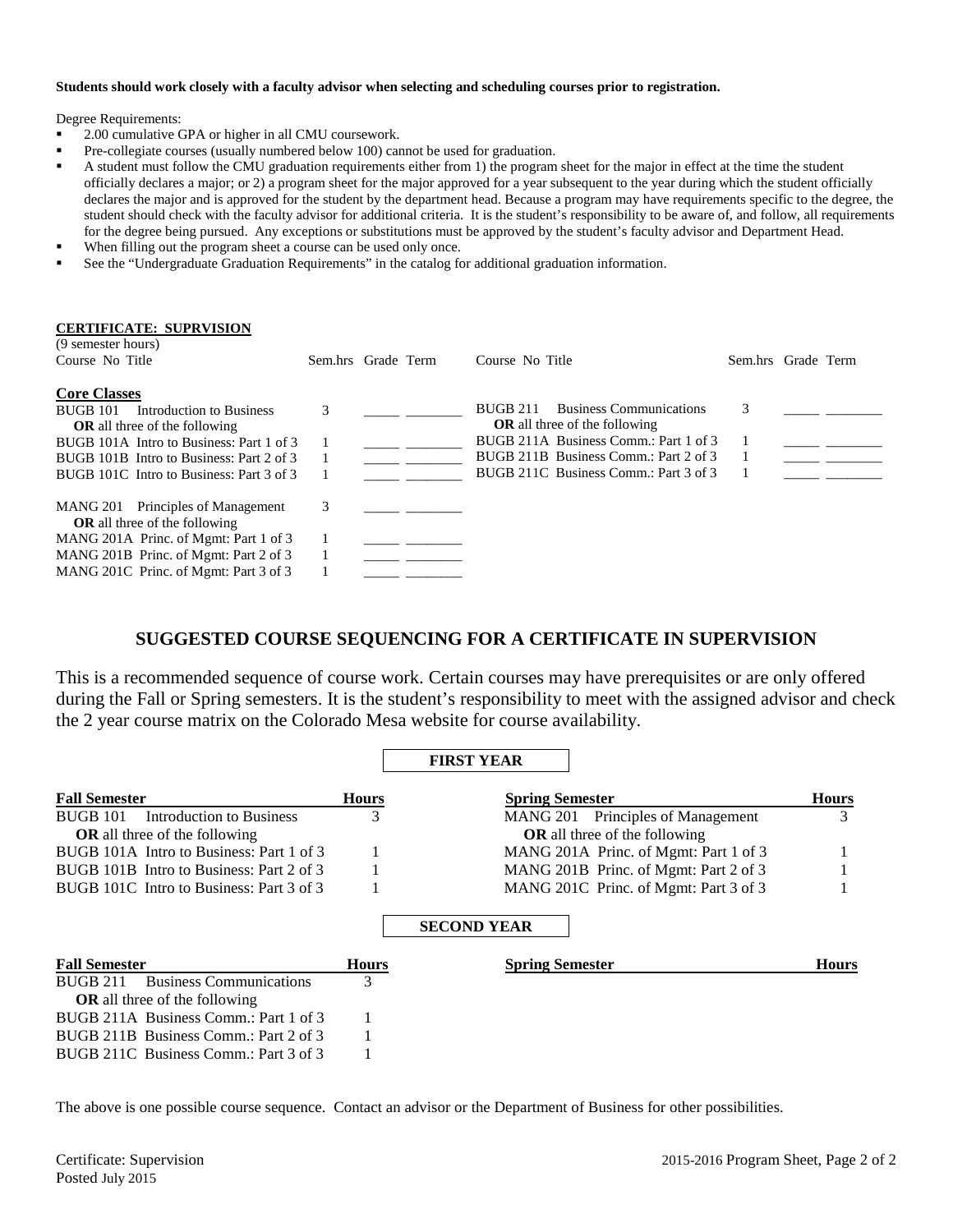**Students should work closely with a faculty advisor when selecting and scheduling courses prior to registration.**

Degree Requirements:

- 2.00 cumulative GPA or higher in all CMU coursework.
- Pre-collegiate courses (usually numbered below 100) cannot be used for graduation.
- A student must follow the CMU graduation requirements either from 1) the program sheet for the major in effect at the time the student officially declares a major; or 2) a program sheet for the major approved for a year subsequent to the year during which the student officially declares the major and is approved for the student by the department head. Because a program may have requirements specific to the degree, the student should check with the faculty advisor for additional criteria. It is the student's responsibility to be aware of, and follow, all requirements for the degree being pursued. Any exceptions or substitutions must be approved by the student's faculty advisor and Department Head.
- When filling out the program sheet a course can be used only once.
- See the "Undergraduate Graduation Requirements" in the catalog for additional graduation information.

**CERTIFICATE: SUPRVISION**

(9 semester hours)

| Course No Title | Sem.hrs | Grade | Term | Course No Title | Sem.hrs | Grade | Term |
|---|---|---|---|---|---|---|---|
| **Core Classes** | | | | | | | |
| BUGB 101 Introduction to Business | 3 | _____ | ________ | BUGB 211 Business Communications | 3 | _____ | ________ |
| **OR** all three of the following | | | | **OR** all three of the following | | | |
| BUGB 101A Intro to Business: Part 1 of 3 | 1 | _____ | ________ | BUGB 211A Business Comm.: Part 1 of 3 | 1 | _____ | ________ |
| BUGB 101B Intro to Business: Part 2 of 3 | 1 | _____ | ________ | BUGB 211B Business Comm.: Part 2 of 3 | 1 | _____ | ________ |
| BUGB 101C Intro to Business: Part 3 of 3 | 1 | _____ | ________ | BUGB 211C Business Comm.: Part 3 of 3 | 1 | _____ | ________ |
| MANG 201 Principles of Management | 3 | _____ | ________ | | | | |
| **OR** all three of the following | | | | | | | |
| MANG 201A Princ. of Mgmt: Part 1 of 3 | 1 | _____ | ________ | | | | |
| MANG 201B Princ. of Mgmt: Part 2 of 3 | 1 | _____ | ________ | | | | |
| MANG 201C Princ. of Mgmt: Part 3 of 3 | 1 | _____ | ________ | | | | |

## SUGGESTED COURSE SEQUENCING FOR A CERTIFICATE IN SUPERVISION

This is a recommended sequence of course work. Certain courses may have prerequisites or are only offered during the Fall or Spring semesters. It is the student's responsibility to meet with the assigned advisor and check the 2 year course matrix on the Colorado Mesa website for course availability.

### FIRST YEAR

| Fall Semester | Hours | Spring Semester | Hours |
|---|---|---|---|
| BUGB 101 Introduction to Business | 3 | MANG 201 Principles of Management | 3 |
| **OR** all three of the following | | **OR** all three of the following | |
| BUGB 101A Intro to Business: Part 1 of 3 | 1 | MANG 201A Princ. of Mgmt: Part 1 of 3 | 1 |
| BUGB 101B Intro to Business: Part 2 of 3 | 1 | MANG 201B Princ. of Mgmt: Part 2 of 3 | 1 |
| BUGB 101C Intro to Business: Part 3 of 3 | 1 | MANG 201C Princ. of Mgmt: Part 3 of 3 | 1 |

### SECOND YEAR

| Fall Semester | Hours | Spring Semester | Hours |
|---|---|---|---|
| BUGB 211 Business Communications | 3 | | |
| **OR** all three of the following | | | |
| BUGB 211A Business Comm.: Part 1 of 3 | 1 | | |
| BUGB 211B Business Comm.: Part 2 of 3 | 1 | | |
| BUGB 211C Business Comm.: Part 3 of 3 | 1 | | |

The above is one possible course sequence. Contact an advisor or the Department of Business for other possibilities.

Certificate: Supervision
Posted July 2015